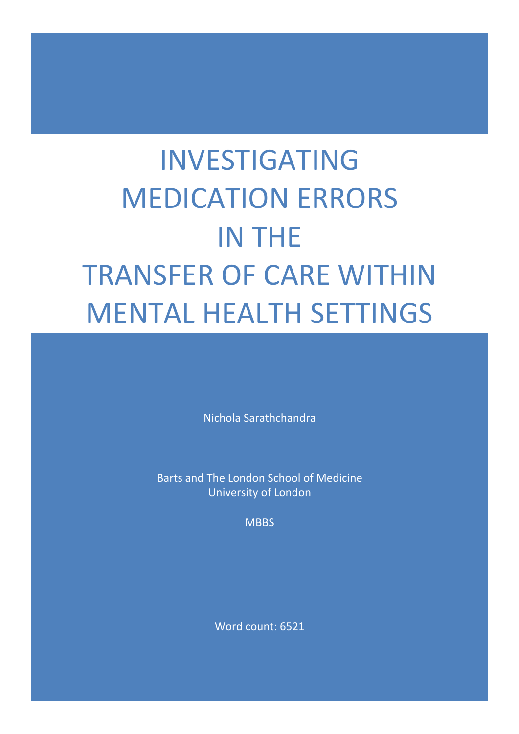# INVESTIGATING MEDICATION ERRORS IN THE TRANSFER OF CARE WITHIN MENTAL HEALTH SETTINGS

Nichola Sarathchandra

Barts and The London School of Medicine
University of London

MBBS

Word count: 6521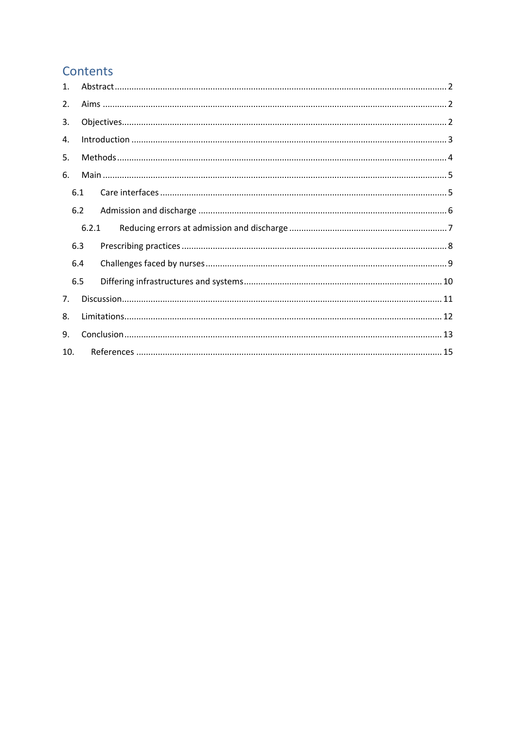## Contents

1. Abstract ........................................................................ 2
2. Aims ........................................................................ 2
3. Objectives ........................................................................ 2
4. Introduction ........................................................................ 3
5. Methods ........................................................................ 4
6. Main ........................................................................ 5
   - 6.1 Care interfaces ........................................................................ 5
   - 6.2 Admission and discharge ........................................................................ 6
     - 6.2.1 Reducing errors at admission and discharge ........................................................................ 7
   - 6.3 Prescribing practices ........................................................................ 8
   - 6.4 Challenges faced by nurses ........................................................................ 9
   - 6.5 Differing infrastructures and systems ........................................................................ 10
7. Discussion ........................................................................ 11
8. Limitations ........................................................................ 12
9. Conclusion ........................................................................ 13
10. References ........................................................................ 15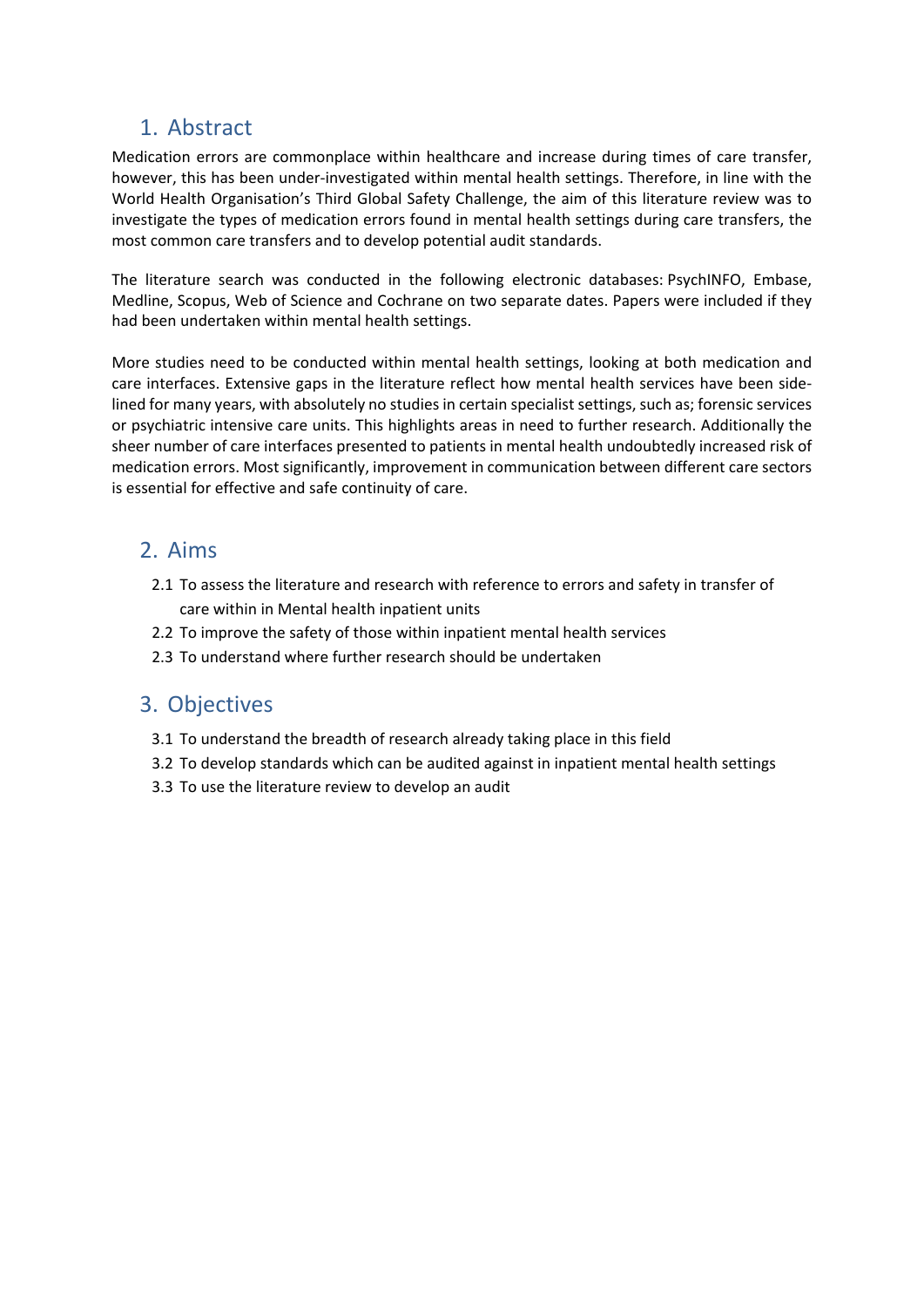## 1. Abstract

Medication errors are commonplace within healthcare and increase during times of care transfer, however, this has been under-investigated within mental health settings. Therefore, in line with the World Health Organisation's Third Global Safety Challenge, the aim of this literature review was to investigate the types of medication errors found in mental health settings during care transfers, the most common care transfers and to develop potential audit standards.

The literature search was conducted in the following electronic databases: PsychINFO, Embase, Medline, Scopus, Web of Science and Cochrane on two separate dates. Papers were included if they had been undertaken within mental health settings.

More studies need to be conducted within mental health settings, looking at both medication and care interfaces. Extensive gaps in the literature reflect how mental health services have been side-lined for many years, with absolutely no studies in certain specialist settings, such as; forensic services or psychiatric intensive care units. This highlights areas in need to further research. Additionally the sheer number of care interfaces presented to patients in mental health undoubtedly increased risk of medication errors. Most significantly, improvement in communication between different care sectors is essential for effective and safe continuity of care.

## 2. Aims

2.1 To assess the literature and research with reference to errors and safety in transfer of care within in Mental health inpatient units

2.2 To improve the safety of those within inpatient mental health services

2.3 To understand where further research should be undertaken

## 3. Objectives

3.1 To understand the breadth of research already taking place in this field

3.2 To develop standards which can be audited against in inpatient mental health settings

3.3 To use the literature review to develop an audit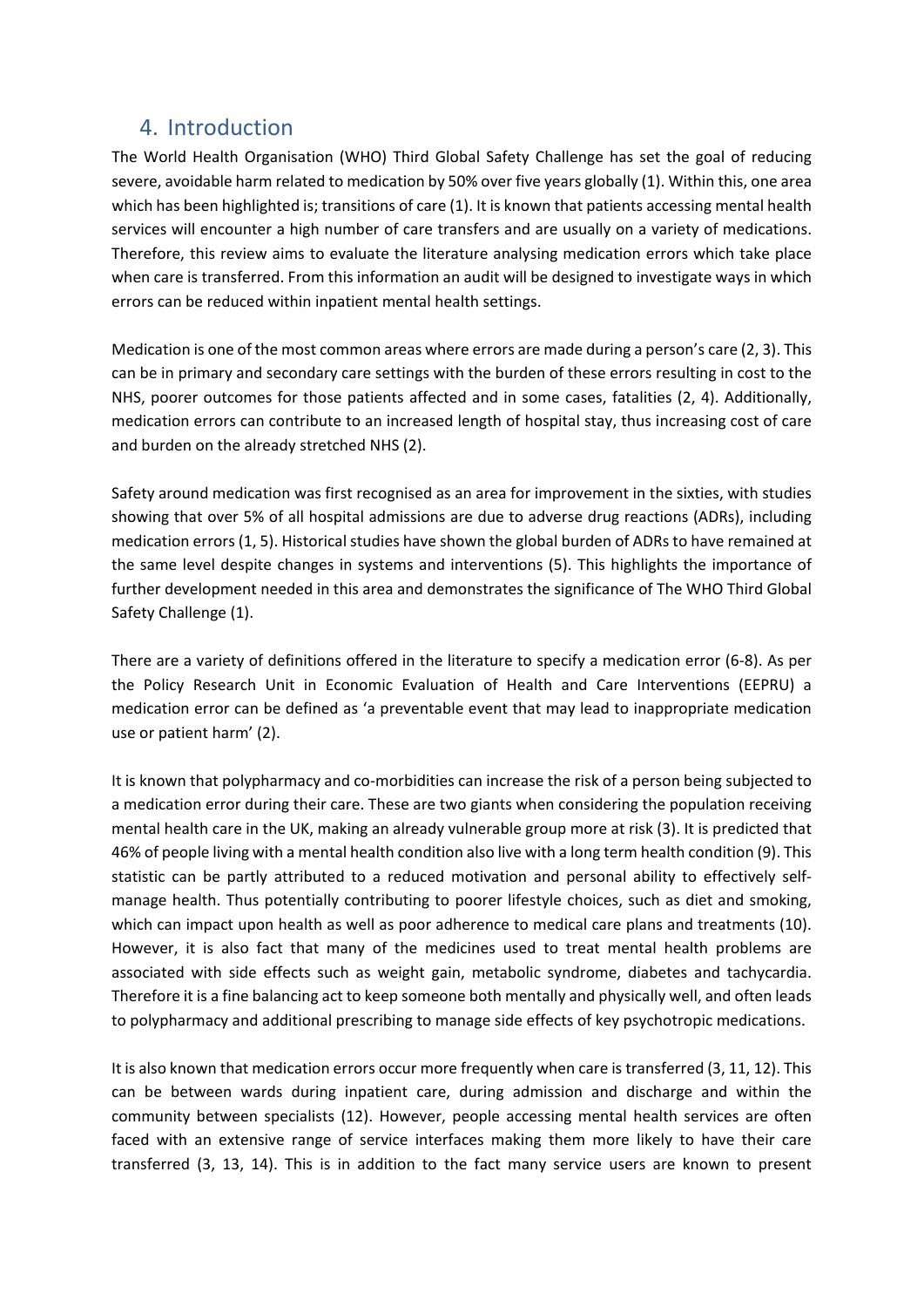## 4. Introduction

The World Health Organisation (WHO) Third Global Safety Challenge has set the goal of reducing severe, avoidable harm related to medication by 50% over five years globally (1). Within this, one area which has been highlighted is; transitions of care (1). It is known that patients accessing mental health services will encounter a high number of care transfers and are usually on a variety of medications. Therefore, this review aims to evaluate the literature analysing medication errors which take place when care is transferred. From this information an audit will be designed to investigate ways in which errors can be reduced within inpatient mental health settings.

Medication is one of the most common areas where errors are made during a person's care (2, 3). This can be in primary and secondary care settings with the burden of these errors resulting in cost to the NHS, poorer outcomes for those patients affected and in some cases, fatalities (2, 4). Additionally, medication errors can contribute to an increased length of hospital stay, thus increasing cost of care and burden on the already stretched NHS (2).

Safety around medication was first recognised as an area for improvement in the sixties, with studies showing that over 5% of all hospital admissions are due to adverse drug reactions (ADRs), including medication errors (1, 5). Historical studies have shown the global burden of ADRs to have remained at the same level despite changes in systems and interventions (5). This highlights the importance of further development needed in this area and demonstrates the significance of The WHO Third Global Safety Challenge (1).

There are a variety of definitions offered in the literature to specify a medication error (6-8). As per the Policy Research Unit in Economic Evaluation of Health and Care Interventions (EEPRU) a medication error can be defined as 'a preventable event that may lead to inappropriate medication use or patient harm' (2).

It is known that polypharmacy and co-morbidities can increase the risk of a person being subjected to a medication error during their care. These are two giants when considering the population receiving mental health care in the UK, making an already vulnerable group more at risk (3). It is predicted that 46% of people living with a mental health condition also live with a long term health condition (9). This statistic can be partly attributed to a reduced motivation and personal ability to effectively self-manage health. Thus potentially contributing to poorer lifestyle choices, such as diet and smoking, which can impact upon health as well as poor adherence to medical care plans and treatments (10). However, it is also fact that many of the medicines used to treat mental health problems are associated with side effects such as weight gain, metabolic syndrome, diabetes and tachycardia. Therefore it is a fine balancing act to keep someone both mentally and physically well, and often leads to polypharmacy and additional prescribing to manage side effects of key psychotropic medications.

It is also known that medication errors occur more frequently when care is transferred (3, 11, 12). This can be between wards during inpatient care, during admission and discharge and within the community between specialists (12). However, people accessing mental health services are often faced with an extensive range of service interfaces making them more likely to have their care transferred (3, 13, 14). This is in addition to the fact many service users are known to present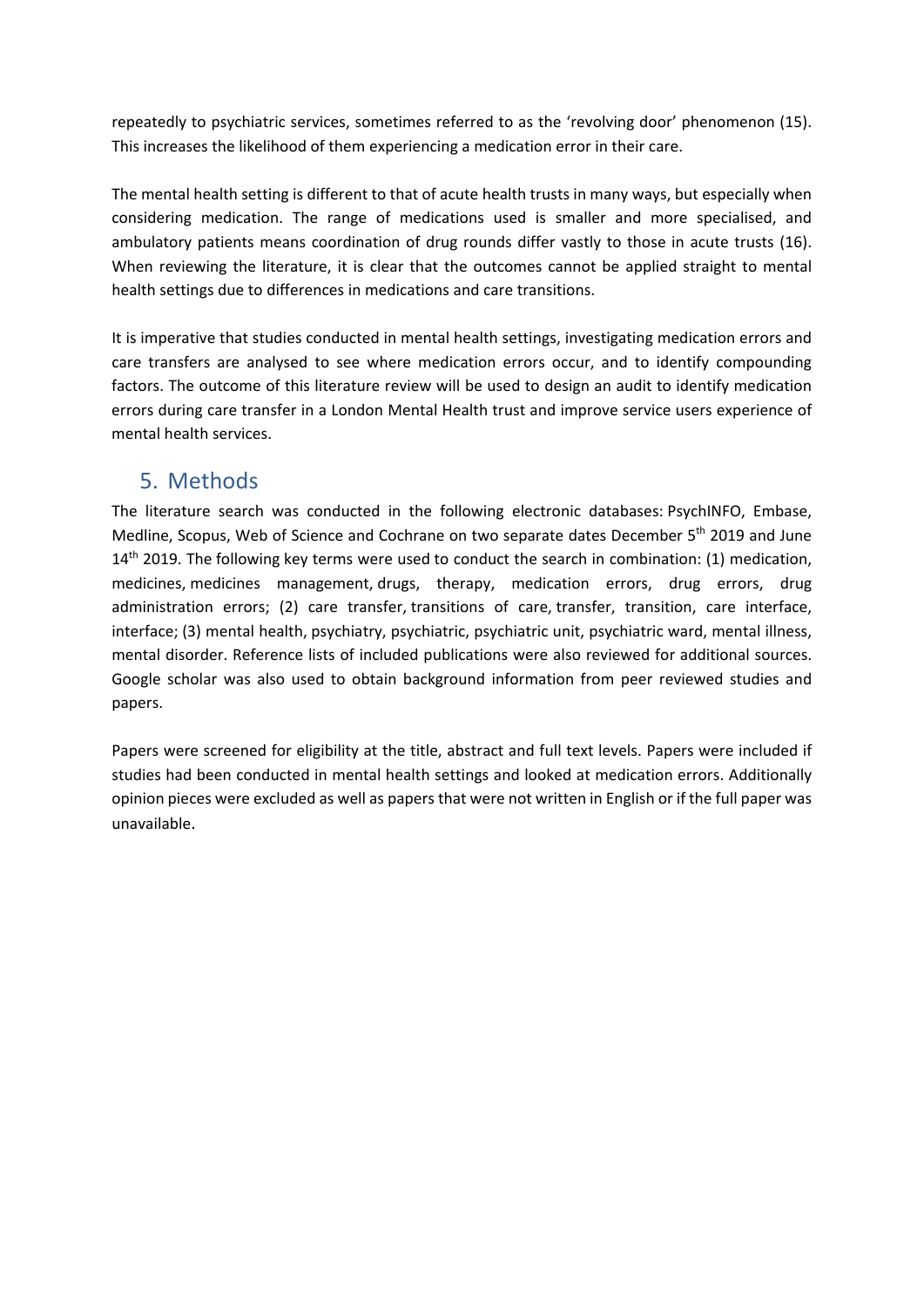repeatedly to psychiatric services, sometimes referred to as the 'revolving door' phenomenon (15). This increases the likelihood of them experiencing a medication error in their care.

The mental health setting is different to that of acute health trusts in many ways, but especially when considering medication. The range of medications used is smaller and more specialised, and ambulatory patients means coordination of drug rounds differ vastly to those in acute trusts (16). When reviewing the literature, it is clear that the outcomes cannot be applied straight to mental health settings due to differences in medications and care transitions.

It is imperative that studies conducted in mental health settings, investigating medication errors and care transfers are analysed to see where medication errors occur, and to identify compounding factors. The outcome of this literature review will be used to design an audit to identify medication errors during care transfer in a London Mental Health trust and improve service users experience of mental health services.

## 5. Methods

The literature search was conducted in the following electronic databases: PsychINFO, Embase, Medline, Scopus, Web of Science and Cochrane on two separate dates December 5th 2019 and June 14th 2019. The following key terms were used to conduct the search in combination: (1) medication, medicines, medicines management, drugs, therapy, medication errors, drug errors, drug administration errors; (2) care transfer, transitions of care, transfer, transition, care interface, interface; (3) mental health, psychiatry, psychiatric, psychiatric unit, psychiatric ward, mental illness, mental disorder. Reference lists of included publications were also reviewed for additional sources. Google scholar was also used to obtain background information from peer reviewed studies and papers.

Papers were screened for eligibility at the title, abstract and full text levels. Papers were included if studies had been conducted in mental health settings and looked at medication errors. Additionally opinion pieces were excluded as well as papers that were not written in English or if the full paper was unavailable.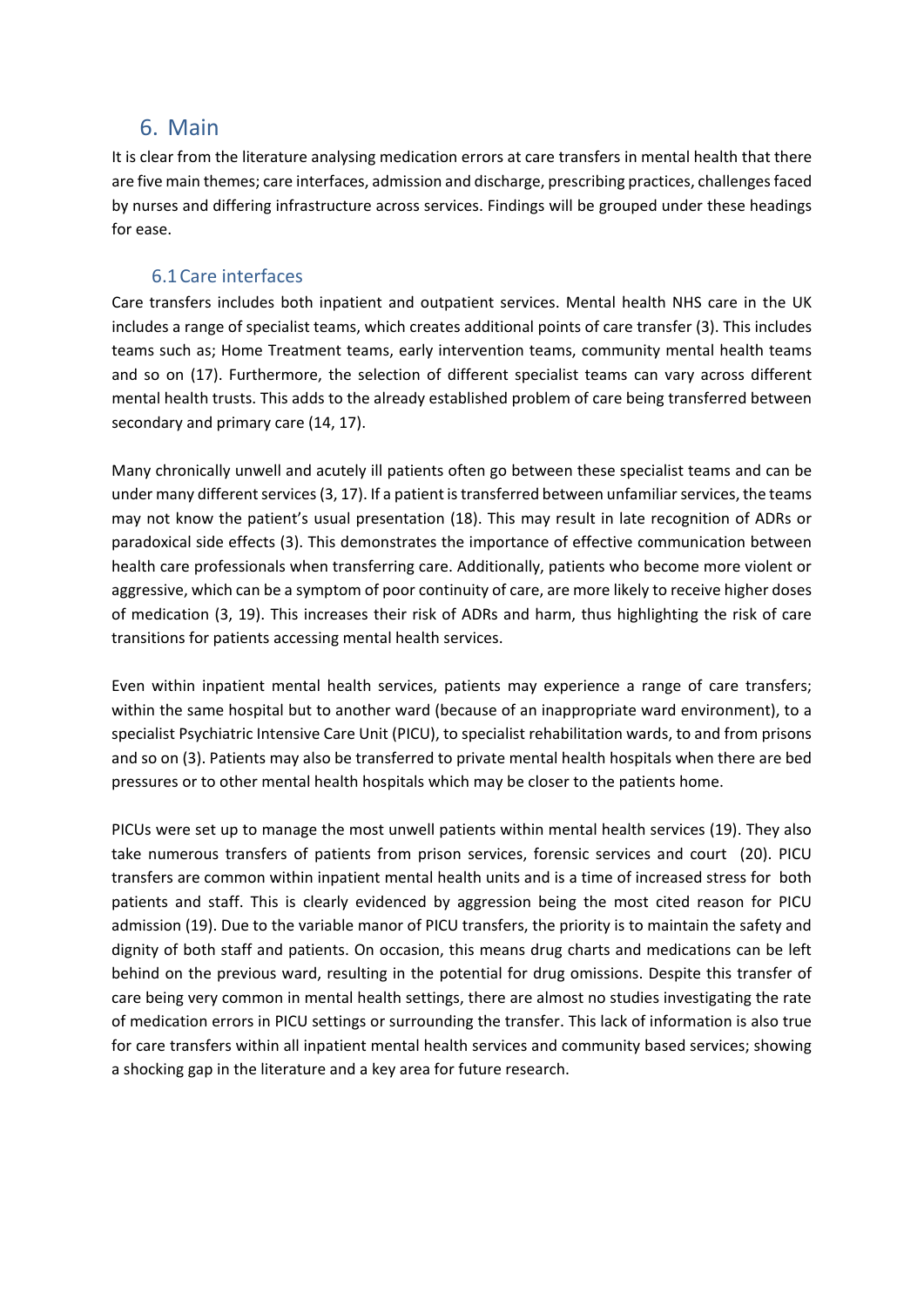# 6. Main

It is clear from the literature analysing medication errors at care transfers in mental health that there are five main themes; care interfaces, admission and discharge, prescribing practices, challenges faced by nurses and differing infrastructure across services. Findings will be grouped under these headings for ease.

## 6.1 Care interfaces

Care transfers includes both inpatient and outpatient services. Mental health NHS care in the UK includes a range of specialist teams, which creates additional points of care transfer (3). This includes teams such as; Home Treatment teams, early intervention teams, community mental health teams and so on (17). Furthermore, the selection of different specialist teams can vary across different mental health trusts. This adds to the already established problem of care being transferred between secondary and primary care (14, 17).

Many chronically unwell and acutely ill patients often go between these specialist teams and can be under many different services (3, 17). If a patient is transferred between unfamiliar services, the teams may not know the patient's usual presentation (18). This may result in late recognition of ADRs or paradoxical side effects (3). This demonstrates the importance of effective communication between health care professionals when transferring care. Additionally, patients who become more violent or aggressive, which can be a symptom of poor continuity of care, are more likely to receive higher doses of medication (3, 19). This increases their risk of ADRs and harm, thus highlighting the risk of care transitions for patients accessing mental health services.

Even within inpatient mental health services, patients may experience a range of care transfers; within the same hospital but to another ward (because of an inappropriate ward environment), to a specialist Psychiatric Intensive Care Unit (PICU), to specialist rehabilitation wards, to and from prisons and so on (3). Patients may also be transferred to private mental health hospitals when there are bed pressures or to other mental health hospitals which may be closer to the patients home.

PICUs were set up to manage the most unwell patients within mental health services (19). They also take numerous transfers of patients from prison services, forensic services and court (20). PICU transfers are common within inpatient mental health units and is a time of increased stress for both patients and staff. This is clearly evidenced by aggression being the most cited reason for PICU admission (19). Due to the variable manor of PICU transfers, the priority is to maintain the safety and dignity of both staff and patients. On occasion, this means drug charts and medications can be left behind on the previous ward, resulting in the potential for drug omissions. Despite this transfer of care being very common in mental health settings, there are almost no studies investigating the rate of medication errors in PICU settings or surrounding the transfer. This lack of information is also true for care transfers within all inpatient mental health services and community based services; showing a shocking gap in the literature and a key area for future research.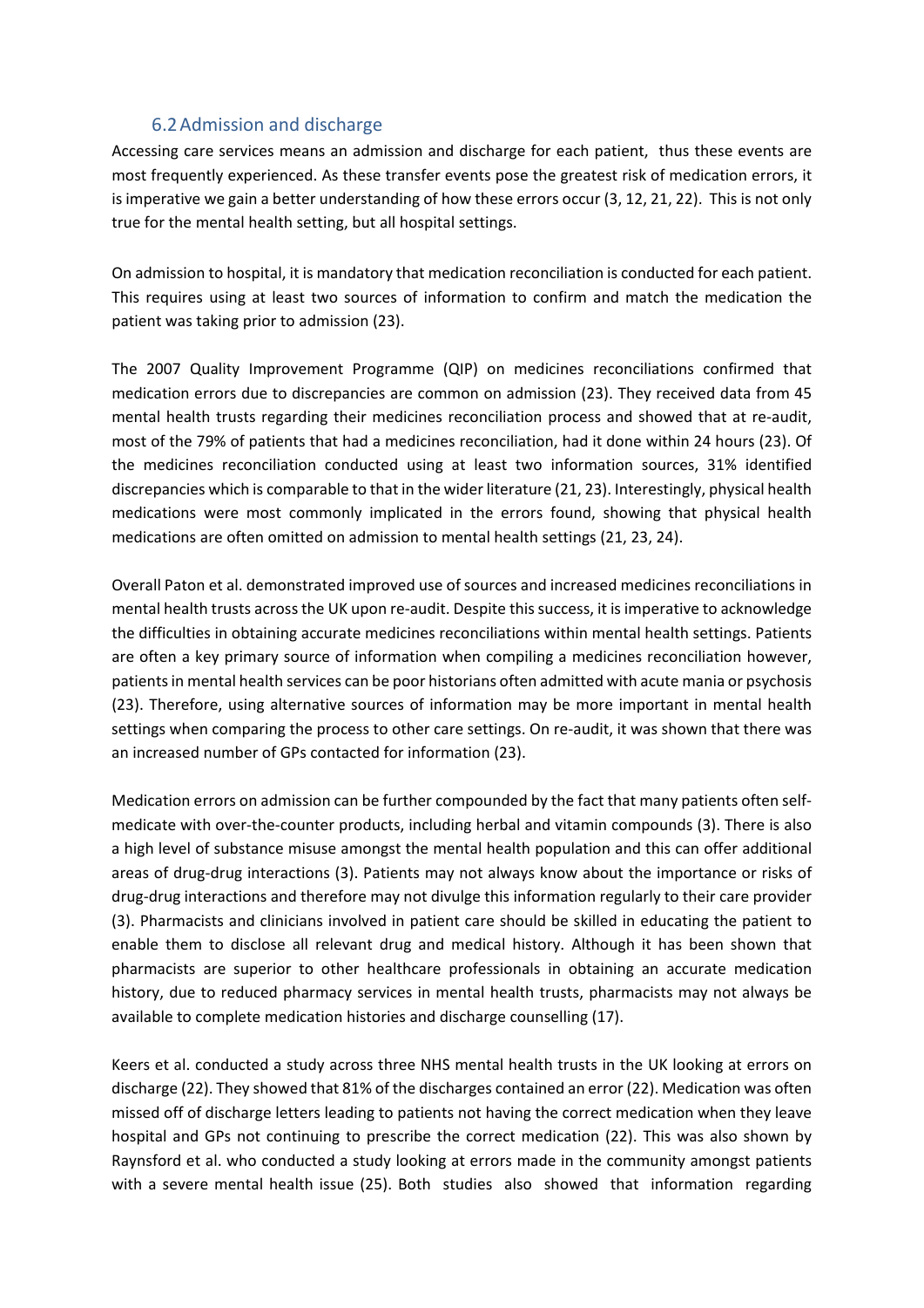## 6.2 Admission and discharge

Accessing care services means an admission and discharge for each patient, thus these events are most frequently experienced. As these transfer events pose the greatest risk of medication errors, it is imperative we gain a better understanding of how these errors occur (3, 12, 21, 22). This is not only true for the mental health setting, but all hospital settings.

On admission to hospital, it is mandatory that medication reconciliation is conducted for each patient. This requires using at least two sources of information to confirm and match the medication the patient was taking prior to admission (23).

The 2007 Quality Improvement Programme (QIP) on medicines reconciliations confirmed that medication errors due to discrepancies are common on admission (23). They received data from 45 mental health trusts regarding their medicines reconciliation process and showed that at re-audit, most of the 79% of patients that had a medicines reconciliation, had it done within 24 hours (23). Of the medicines reconciliation conducted using at least two information sources, 31% identified discrepancies which is comparable to that in the wider literature (21, 23). Interestingly, physical health medications were most commonly implicated in the errors found, showing that physical health medications are often omitted on admission to mental health settings (21, 23, 24).

Overall Paton et al. demonstrated improved use of sources and increased medicines reconciliations in mental health trusts across the UK upon re-audit. Despite this success, it is imperative to acknowledge the difficulties in obtaining accurate medicines reconciliations within mental health settings. Patients are often a key primary source of information when compiling a medicines reconciliation however, patients in mental health services can be poor historians often admitted with acute mania or psychosis (23). Therefore, using alternative sources of information may be more important in mental health settings when comparing the process to other care settings. On re-audit, it was shown that there was an increased number of GPs contacted for information (23).

Medication errors on admission can be further compounded by the fact that many patients often self-medicate with over-the-counter products, including herbal and vitamin compounds (3). There is also a high level of substance misuse amongst the mental health population and this can offer additional areas of drug-drug interactions (3). Patients may not always know about the importance or risks of drug-drug interactions and therefore may not divulge this information regularly to their care provider (3). Pharmacists and clinicians involved in patient care should be skilled in educating the patient to enable them to disclose all relevant drug and medical history. Although it has been shown that pharmacists are superior to other healthcare professionals in obtaining an accurate medication history, due to reduced pharmacy services in mental health trusts, pharmacists may not always be available to complete medication histories and discharge counselling (17).

Keers et al. conducted a study across three NHS mental health trusts in the UK looking at errors on discharge (22). They showed that 81% of the discharges contained an error (22). Medication was often missed off of discharge letters leading to patients not having the correct medication when they leave hospital and GPs not continuing to prescribe the correct medication (22). This was also shown by Raynsford et al. who conducted a study looking at errors made in the community amongst patients with a severe mental health issue (25). Both studies also showed that information regarding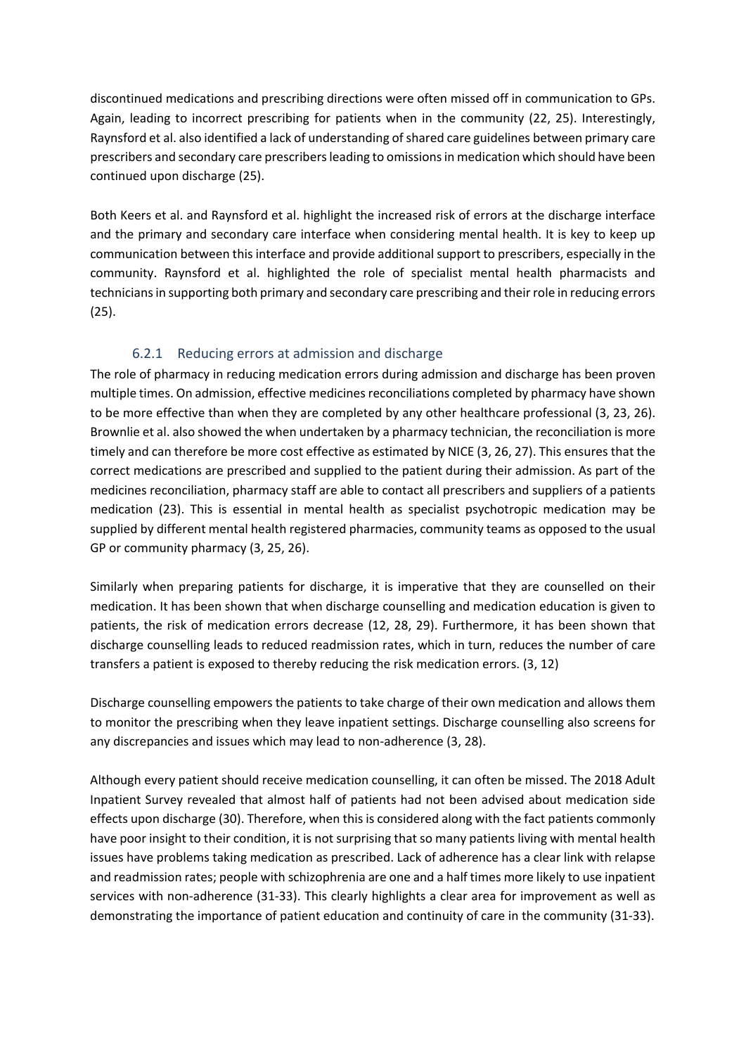discontinued medications and prescribing directions were often missed off in communication to GPs. Again, leading to incorrect prescribing for patients when in the community (22, 25). Interestingly, Raynsford et al. also identified a lack of understanding of shared care guidelines between primary care prescribers and secondary care prescribers leading to omissions in medication which should have been continued upon discharge (25).

Both Keers et al. and Raynsford et al. highlight the increased risk of errors at the discharge interface and the primary and secondary care interface when considering mental health. It is key to keep up communication between this interface and provide additional support to prescribers, especially in the community. Raynsford et al. highlighted the role of specialist mental health pharmacists and technicians in supporting both primary and secondary care prescribing and their role in reducing errors (25).

### 6.2.1 Reducing errors at admission and discharge

The role of pharmacy in reducing medication errors during admission and discharge has been proven multiple times. On admission, effective medicines reconciliations completed by pharmacy have shown to be more effective than when they are completed by any other healthcare professional (3, 23, 26). Brownlie et al. also showed the when undertaken by a pharmacy technician, the reconciliation is more timely and can therefore be more cost effective as estimated by NICE (3, 26, 27). This ensures that the correct medications are prescribed and supplied to the patient during their admission. As part of the medicines reconciliation, pharmacy staff are able to contact all prescribers and suppliers of a patients medication (23). This is essential in mental health as specialist psychotropic medication may be supplied by different mental health registered pharmacies, community teams as opposed to the usual GP or community pharmacy (3, 25, 26).

Similarly when preparing patients for discharge, it is imperative that they are counselled on their medication. It has been shown that when discharge counselling and medication education is given to patients, the risk of medication errors decrease (12, 28, 29). Furthermore, it has been shown that discharge counselling leads to reduced readmission rates, which in turn, reduces the number of care transfers a patient is exposed to thereby reducing the risk medication errors. (3, 12)

Discharge counselling empowers the patients to take charge of their own medication and allows them to monitor the prescribing when they leave inpatient settings. Discharge counselling also screens for any discrepancies and issues which may lead to non-adherence (3, 28).

Although every patient should receive medication counselling, it can often be missed. The 2018 Adult Inpatient Survey revealed that almost half of patients had not been advised about medication side effects upon discharge (30). Therefore, when this is considered along with the fact patients commonly have poor insight to their condition, it is not surprising that so many patients living with mental health issues have problems taking medication as prescribed. Lack of adherence has a clear link with relapse and readmission rates; people with schizophrenia are one and a half times more likely to use inpatient services with non-adherence (31-33). This clearly highlights a clear area for improvement as well as demonstrating the importance of patient education and continuity of care in the community (31-33).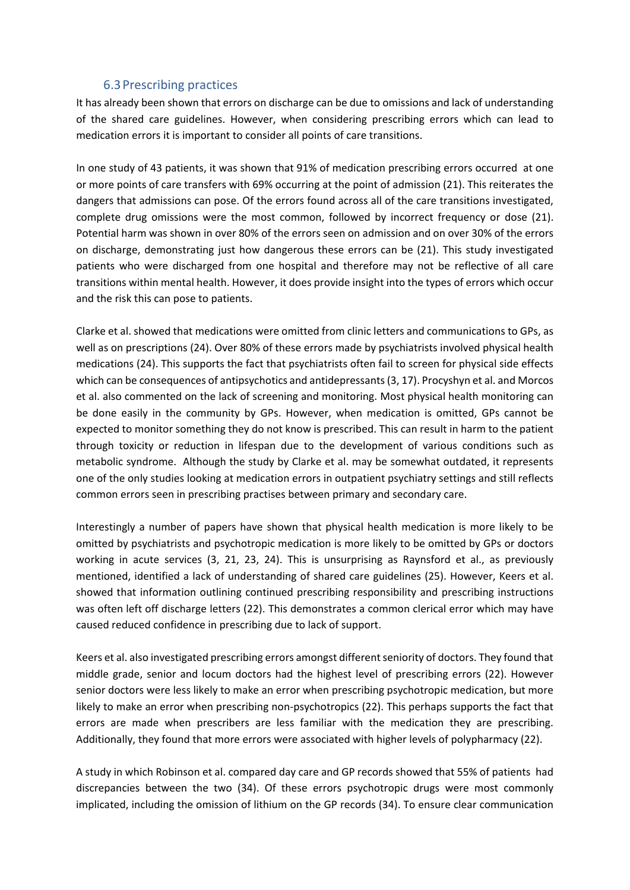### 6.3 Prescribing practices

It has already been shown that errors on discharge can be due to omissions and lack of understanding of the shared care guidelines. However, when considering prescribing errors which can lead to medication errors it is important to consider all points of care transitions.

In one study of 43 patients, it was shown that 91% of medication prescribing errors occurred at one or more points of care transfers with 69% occurring at the point of admission (21). This reiterates the dangers that admissions can pose. Of the errors found across all of the care transitions investigated, complete drug omissions were the most common, followed by incorrect frequency or dose (21). Potential harm was shown in over 80% of the errors seen on admission and on over 30% of the errors on discharge, demonstrating just how dangerous these errors can be (21). This study investigated patients who were discharged from one hospital and therefore may not be reflective of all care transitions within mental health. However, it does provide insight into the types of errors which occur and the risk this can pose to patients.

Clarke et al. showed that medications were omitted from clinic letters and communications to GPs, as well as on prescriptions (24). Over 80% of these errors made by psychiatrists involved physical health medications (24). This supports the fact that psychiatrists often fail to screen for physical side effects which can be consequences of antipsychotics and antidepressants (3, 17). Procyshyn et al. and Morcos et al. also commented on the lack of screening and monitoring. Most physical health monitoring can be done easily in the community by GPs. However, when medication is omitted, GPs cannot be expected to monitor something they do not know is prescribed. This can result in harm to the patient through toxicity or reduction in lifespan due to the development of various conditions such as metabolic syndrome. Although the study by Clarke et al. may be somewhat outdated, it represents one of the only studies looking at medication errors in outpatient psychiatry settings and still reflects common errors seen in prescribing practises between primary and secondary care.

Interestingly a number of papers have shown that physical health medication is more likely to be omitted by psychiatrists and psychotropic medication is more likely to be omitted by GPs or doctors working in acute services (3, 21, 23, 24). This is unsurprising as Raynsford et al., as previously mentioned, identified a lack of understanding of shared care guidelines (25). However, Keers et al. showed that information outlining continued prescribing responsibility and prescribing instructions was often left off discharge letters (22). This demonstrates a common clerical error which may have caused reduced confidence in prescribing due to lack of support.

Keers et al. also investigated prescribing errors amongst different seniority of doctors. They found that middle grade, senior and locum doctors had the highest level of prescribing errors (22). However senior doctors were less likely to make an error when prescribing psychotropic medication, but more likely to make an error when prescribing non-psychotropics (22). This perhaps supports the fact that errors are made when prescribers are less familiar with the medication they are prescribing. Additionally, they found that more errors were associated with higher levels of polypharmacy (22).

A study in which Robinson et al. compared day care and GP records showed that 55% of patients had discrepancies between the two (34). Of these errors psychotropic drugs were most commonly implicated, including the omission of lithium on the GP records (34). To ensure clear communication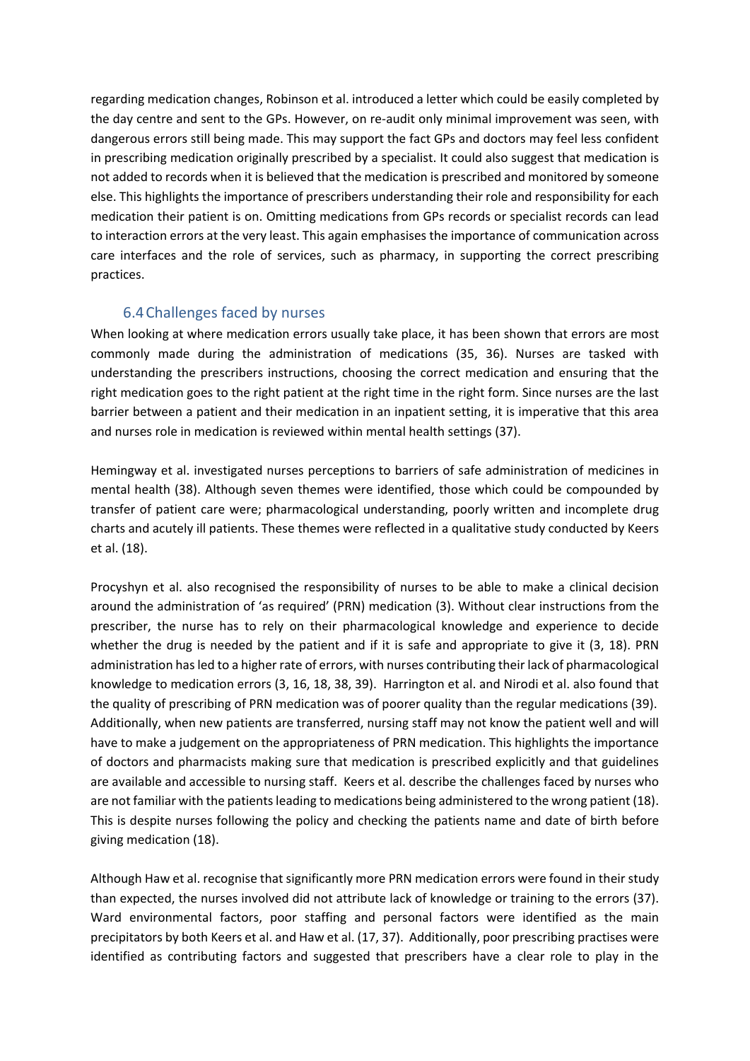regarding medication changes, Robinson et al. introduced a letter which could be easily completed by the day centre and sent to the GPs. However, on re-audit only minimal improvement was seen, with dangerous errors still being made. This may support the fact GPs and doctors may feel less confident in prescribing medication originally prescribed by a specialist. It could also suggest that medication is not added to records when it is believed that the medication is prescribed and monitored by someone else. This highlights the importance of prescribers understanding their role and responsibility for each medication their patient is on. Omitting medications from GPs records or specialist records can lead to interaction errors at the very least. This again emphasises the importance of communication across care interfaces and the role of services, such as pharmacy, in supporting the correct prescribing practices.

### 6.4 Challenges faced by nurses

When looking at where medication errors usually take place, it has been shown that errors are most commonly made during the administration of medications (35, 36). Nurses are tasked with understanding the prescribers instructions, choosing the correct medication and ensuring that the right medication goes to the right patient at the right time in the right form. Since nurses are the last barrier between a patient and their medication in an inpatient setting, it is imperative that this area and nurses role in medication is reviewed within mental health settings (37).

Hemingway et al. investigated nurses perceptions to barriers of safe administration of medicines in mental health (38). Although seven themes were identified, those which could be compounded by transfer of patient care were; pharmacological understanding, poorly written and incomplete drug charts and acutely ill patients. These themes were reflected in a qualitative study conducted by Keers et al. (18).

Procyshyn et al. also recognised the responsibility of nurses to be able to make a clinical decision around the administration of 'as required' (PRN) medication (3). Without clear instructions from the prescriber, the nurse has to rely on their pharmacological knowledge and experience to decide whether the drug is needed by the patient and if it is safe and appropriate to give it (3, 18). PRN administration has led to a higher rate of errors, with nurses contributing their lack of pharmacological knowledge to medication errors (3, 16, 18, 38, 39). Harrington et al. and Nirodi et al. also found that the quality of prescribing of PRN medication was of poorer quality than the regular medications (39). Additionally, when new patients are transferred, nursing staff may not know the patient well and will have to make a judgement on the appropriateness of PRN medication. This highlights the importance of doctors and pharmacists making sure that medication is prescribed explicitly and that guidelines are available and accessible to nursing staff. Keers et al. describe the challenges faced by nurses who are not familiar with the patients leading to medications being administered to the wrong patient (18). This is despite nurses following the policy and checking the patients name and date of birth before giving medication (18).

Although Haw et al. recognise that significantly more PRN medication errors were found in their study than expected, the nurses involved did not attribute lack of knowledge or training to the errors (37). Ward environmental factors, poor staffing and personal factors were identified as the main precipitators by both Keers et al. and Haw et al. (17, 37). Additionally, poor prescribing practises were identified as contributing factors and suggested that prescribers have a clear role to play in the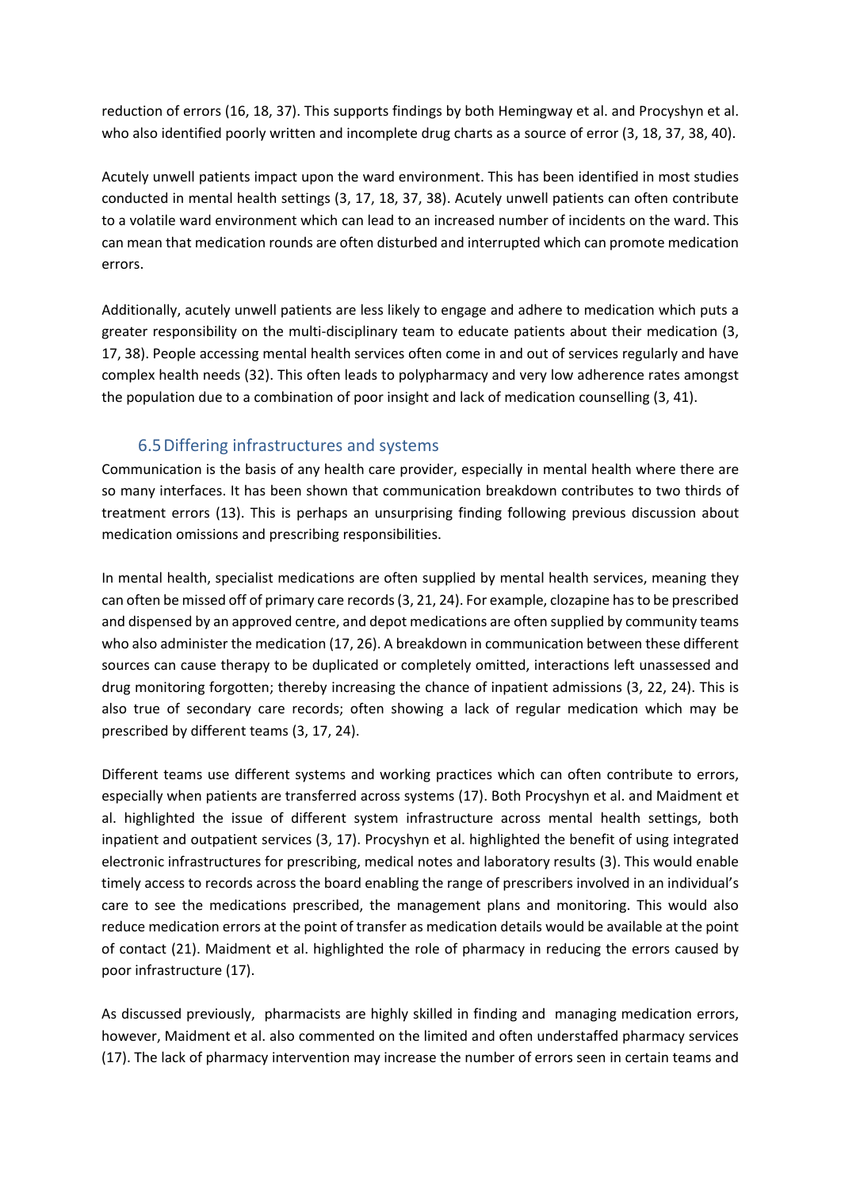reduction of errors (16, 18, 37). This supports findings by both Hemingway et al. and Procyshyn et al. who also identified poorly written and incomplete drug charts as a source of error (3, 18, 37, 38, 40).

Acutely unwell patients impact upon the ward environment. This has been identified in most studies conducted in mental health settings (3, 17, 18, 37, 38). Acutely unwell patients can often contribute to a volatile ward environment which can lead to an increased number of incidents on the ward. This can mean that medication rounds are often disturbed and interrupted which can promote medication errors.

Additionally, acutely unwell patients are less likely to engage and adhere to medication which puts a greater responsibility on the multi-disciplinary team to educate patients about their medication (3, 17, 38). People accessing mental health services often come in and out of services regularly and have complex health needs (32). This often leads to polypharmacy and very low adherence rates amongst the population due to a combination of poor insight and lack of medication counselling (3, 41).

## 6.5 Differing infrastructures and systems

Communication is the basis of any health care provider, especially in mental health where there are so many interfaces. It has been shown that communication breakdown contributes to two thirds of treatment errors (13). This is perhaps an unsurprising finding following previous discussion about medication omissions and prescribing responsibilities.

In mental health, specialist medications are often supplied by mental health services, meaning they can often be missed off of primary care records (3, 21, 24). For example, clozapine has to be prescribed and dispensed by an approved centre, and depot medications are often supplied by community teams who also administer the medication (17, 26). A breakdown in communication between these different sources can cause therapy to be duplicated or completely omitted, interactions left unassessed and drug monitoring forgotten; thereby increasing the chance of inpatient admissions (3, 22, 24). This is also true of secondary care records; often showing a lack of regular medication which may be prescribed by different teams (3, 17, 24).

Different teams use different systems and working practices which can often contribute to errors, especially when patients are transferred across systems (17). Both Procyshyn et al. and Maidment et al. highlighted the issue of different system infrastructure across mental health settings, both inpatient and outpatient services (3, 17). Procyshyn et al. highlighted the benefit of using integrated electronic infrastructures for prescribing, medical notes and laboratory results (3). This would enable timely access to records across the board enabling the range of prescribers involved in an individual's care to see the medications prescribed, the management plans and monitoring. This would also reduce medication errors at the point of transfer as medication details would be available at the point of contact (21). Maidment et al. highlighted the role of pharmacy in reducing the errors caused by poor infrastructure (17).

As discussed previously, pharmacists are highly skilled in finding and managing medication errors, however, Maidment et al. also commented on the limited and often understaffed pharmacy services (17). The lack of pharmacy intervention may increase the number of errors seen in certain teams and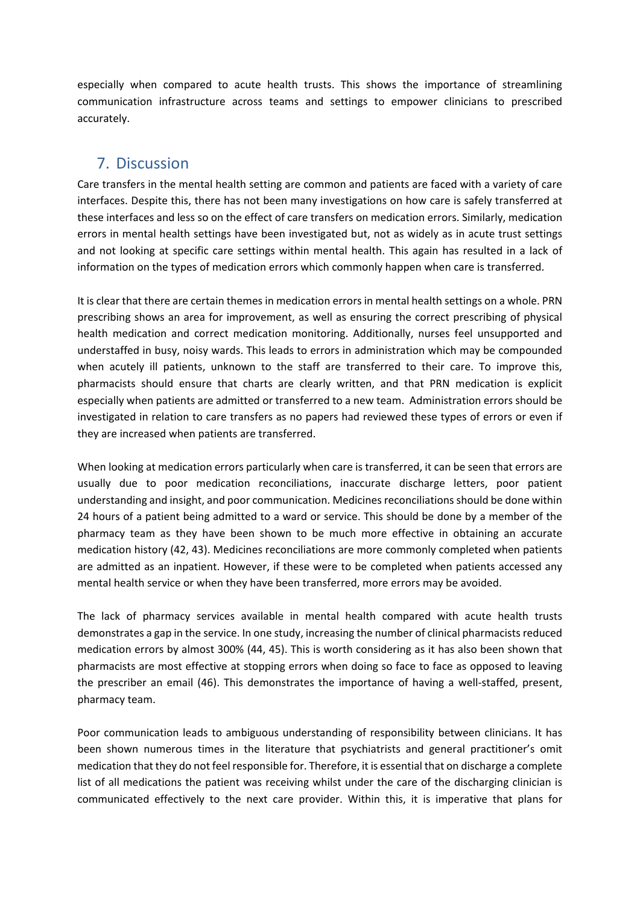especially when compared to acute health trusts. This shows the importance of streamlining communication infrastructure across teams and settings to empower clinicians to prescribed accurately.

## 7. Discussion

Care transfers in the mental health setting are common and patients are faced with a variety of care interfaces. Despite this, there has not been many investigations on how care is safely transferred at these interfaces and less so on the effect of care transfers on medication errors. Similarly, medication errors in mental health settings have been investigated but, not as widely as in acute trust settings and not looking at specific care settings within mental health. This again has resulted in a lack of information on the types of medication errors which commonly happen when care is transferred.

It is clear that there are certain themes in medication errors in mental health settings on a whole. PRN prescribing shows an area for improvement, as well as ensuring the correct prescribing of physical health medication and correct medication monitoring. Additionally, nurses feel unsupported and understaffed in busy, noisy wards. This leads to errors in administration which may be compounded when acutely ill patients, unknown to the staff are transferred to their care. To improve this, pharmacists should ensure that charts are clearly written, and that PRN medication is explicit especially when patients are admitted or transferred to a new team. Administration errors should be investigated in relation to care transfers as no papers had reviewed these types of errors or even if they are increased when patients are transferred.

When looking at medication errors particularly when care is transferred, it can be seen that errors are usually due to poor medication reconciliations, inaccurate discharge letters, poor patient understanding and insight, and poor communication. Medicines reconciliations should be done within 24 hours of a patient being admitted to a ward or service. This should be done by a member of the pharmacy team as they have been shown to be much more effective in obtaining an accurate medication history (42, 43). Medicines reconciliations are more commonly completed when patients are admitted as an inpatient. However, if these were to be completed when patients accessed any mental health service or when they have been transferred, more errors may be avoided.

The lack of pharmacy services available in mental health compared with acute health trusts demonstrates a gap in the service. In one study, increasing the number of clinical pharmacists reduced medication errors by almost 300% (44, 45). This is worth considering as it has also been shown that pharmacists are most effective at stopping errors when doing so face to face as opposed to leaving the prescriber an email (46). This demonstrates the importance of having a well-staffed, present, pharmacy team.

Poor communication leads to ambiguous understanding of responsibility between clinicians. It has been shown numerous times in the literature that psychiatrists and general practitioner's omit medication that they do not feel responsible for. Therefore, it is essential that on discharge a complete list of all medications the patient was receiving whilst under the care of the discharging clinician is communicated effectively to the next care provider. Within this, it is imperative that plans for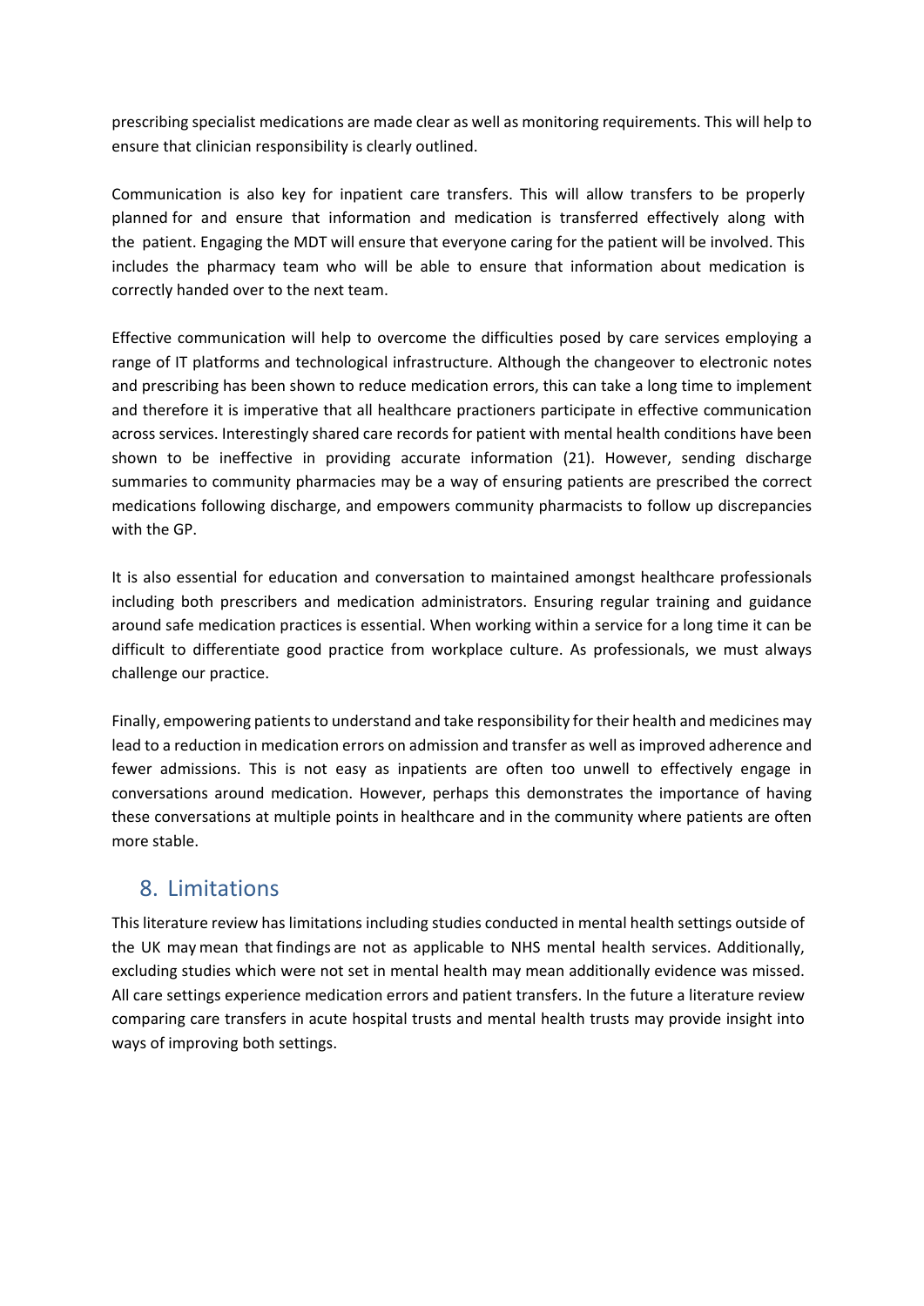prescribing specialist medications are made clear as well as monitoring requirements. This will help to ensure that clinician responsibility is clearly outlined.

Communication is also key for inpatient care transfers. This will allow transfers to be properly planned for and ensure that information and medication is transferred effectively along with the patient. Engaging the MDT will ensure that everyone caring for the patient will be involved. This includes the pharmacy team who will be able to ensure that information about medication is correctly handed over to the next team.

Effective communication will help to overcome the difficulties posed by care services employing a range of IT platforms and technological infrastructure. Although the changeover to electronic notes and prescribing has been shown to reduce medication errors, this can take a long time to implement and therefore it is imperative that all healthcare practioners participate in effective communication across services. Interestingly shared care records for patient with mental health conditions have been shown to be ineffective in providing accurate information (21). However, sending discharge summaries to community pharmacies may be a way of ensuring patients are prescribed the correct medications following discharge, and empowers community pharmacists to follow up discrepancies with the GP.

It is also essential for education and conversation to maintained amongst healthcare professionals including both prescribers and medication administrators. Ensuring regular training and guidance around safe medication practices is essential. When working within a service for a long time it can be difficult to differentiate good practice from workplace culture. As professionals, we must always challenge our practice.

Finally, empowering patients to understand and take responsibility for their health and medicines may lead to a reduction in medication errors on admission and transfer as well as improved adherence and fewer admissions. This is not easy as inpatients are often too unwell to effectively engage in conversations around medication. However, perhaps this demonstrates the importance of having these conversations at multiple points in healthcare and in the community where patients are often more stable.

## 8. Limitations

This literature review has limitations including studies conducted in mental health settings outside of the UK may mean that findings are not as applicable to NHS mental health services. Additionally, excluding studies which were not set in mental health may mean additionally evidence was missed. All care settings experience medication errors and patient transfers. In the future a literature review comparing care transfers in acute hospital trusts and mental health trusts may provide insight into ways of improving both settings.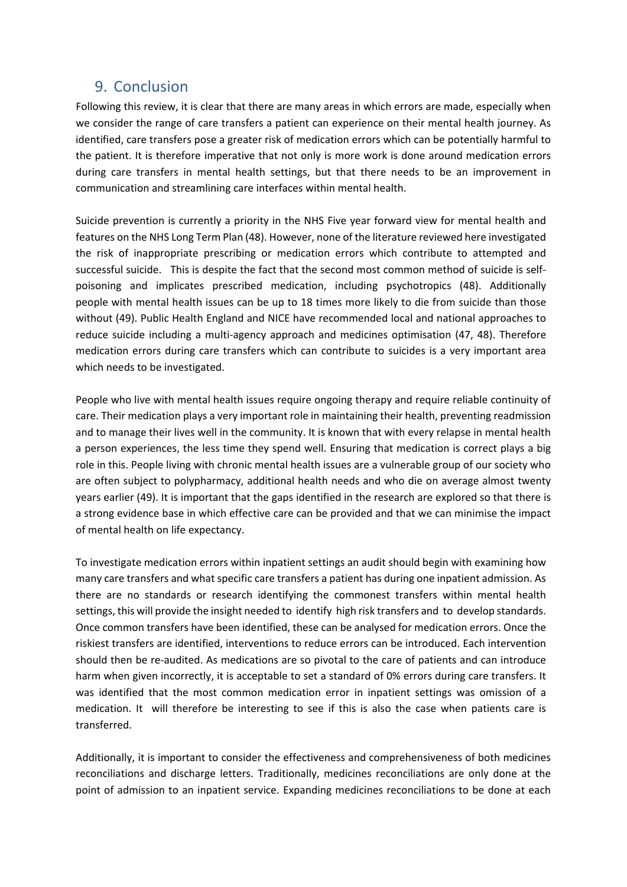## 9. Conclusion

Following this review, it is clear that there are many areas in which errors are made, especially when we consider the range of care transfers a patient can experience on their mental health journey. As identified, care transfers pose a greater risk of medication errors which can be potentially harmful to the patient. It is therefore imperative that not only is more work is done around medication errors during care transfers in mental health settings, but that there needs to be an improvement in communication and streamlining care interfaces within mental health.

Suicide prevention is currently a priority in the NHS Five year forward view for mental health and features on the NHS Long Term Plan (48). However, none of the literature reviewed here investigated the risk of inappropriate prescribing or medication errors which contribute to attempted and successful suicide. This is despite the fact that the second most common method of suicide is self-poisoning and implicates prescribed medication, including psychotropics (48). Additionally people with mental health issues can be up to 18 times more likely to die from suicide than those without (49). Public Health England and NICE have recommended local and national approaches to reduce suicide including a multi-agency approach and medicines optimisation (47, 48). Therefore medication errors during care transfers which can contribute to suicides is a very important area which needs to be investigated.

People who live with mental health issues require ongoing therapy and require reliable continuity of care. Their medication plays a very important role in maintaining their health, preventing readmission and to manage their lives well in the community. It is known that with every relapse in mental health a person experiences, the less time they spend well. Ensuring that medication is correct plays a big role in this. People living with chronic mental health issues are a vulnerable group of our society who are often subject to polypharmacy, additional health needs and who die on average almost twenty years earlier (49). It is important that the gaps identified in the research are explored so that there is a strong evidence base in which effective care can be provided and that we can minimise the impact of mental health on life expectancy.

To investigate medication errors within inpatient settings an audit should begin with examining how many care transfers and what specific care transfers a patient has during one inpatient admission. As there are no standards or research identifying the commonest transfers within mental health settings, this will provide the insight needed to identify high risk transfers and to develop standards. Once common transfers have been identified, these can be analysed for medication errors. Once the riskiest transfers are identified, interventions to reduce errors can be introduced. Each intervention should then be re-audited. As medications are so pivotal to the care of patients and can introduce harm when given incorrectly, it is acceptable to set a standard of 0% errors during care transfers. It was identified that the most common medication error in inpatient settings was omission of a medication. It will therefore be interesting to see if this is also the case when patients care is transferred.

Additionally, it is important to consider the effectiveness and comprehensiveness of both medicines reconciliations and discharge letters. Traditionally, medicines reconciliations are only done at the point of admission to an inpatient service. Expanding medicines reconciliations to be done at each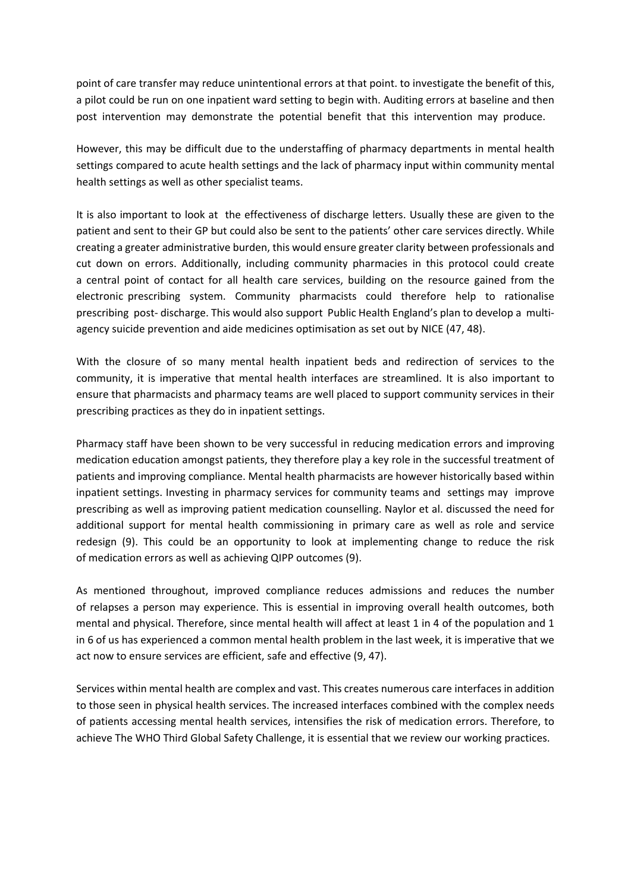point of care transfer may reduce unintentional errors at that point. to investigate the benefit of this, a pilot could be run on one inpatient ward setting to begin with. Auditing errors at baseline and then post intervention may demonstrate the potential benefit that this intervention may produce.

However, this may be difficult due to the understaffing of pharmacy departments in mental health settings compared to acute health settings and the lack of pharmacy input within community mental health settings as well as other specialist teams.

It is also important to look at the effectiveness of discharge letters. Usually these are given to the patient and sent to their GP but could also be sent to the patients' other care services directly. While creating a greater administrative burden, this would ensure greater clarity between professionals and cut down on errors. Additionally, including community pharmacies in this protocol could create a central point of contact for all health care services, building on the resource gained from the electronic prescribing system. Community pharmacists could therefore help to rationalise prescribing post- discharge. This would also support Public Health England's plan to develop a multi-agency suicide prevention and aide medicines optimisation as set out by NICE (47, 48).

With the closure of so many mental health inpatient beds and redirection of services to the community, it is imperative that mental health interfaces are streamlined. It is also important to ensure that pharmacists and pharmacy teams are well placed to support community services in their prescribing practices as they do in inpatient settings.

Pharmacy staff have been shown to be very successful in reducing medication errors and improving medication education amongst patients, they therefore play a key role in the successful treatment of patients and improving compliance. Mental health pharmacists are however historically based within inpatient settings. Investing in pharmacy services for community teams and settings may improve prescribing as well as improving patient medication counselling. Naylor et al. discussed the need for additional support for mental health commissioning in primary care as well as role and service redesign (9). This could be an opportunity to look at implementing change to reduce the risk of medication errors as well as achieving QIPP outcomes (9).

As mentioned throughout, improved compliance reduces admissions and reduces the number of relapses a person may experience. This is essential in improving overall health outcomes, both mental and physical. Therefore, since mental health will affect at least 1 in 4 of the population and 1 in 6 of us has experienced a common mental health problem in the last week, it is imperative that we act now to ensure services are efficient, safe and effective (9, 47).

Services within mental health are complex and vast. This creates numerous care interfaces in addition to those seen in physical health services. The increased interfaces combined with the complex needs of patients accessing mental health services, intensifies the risk of medication errors. Therefore, to achieve The WHO Third Global Safety Challenge, it is essential that we review our working practices.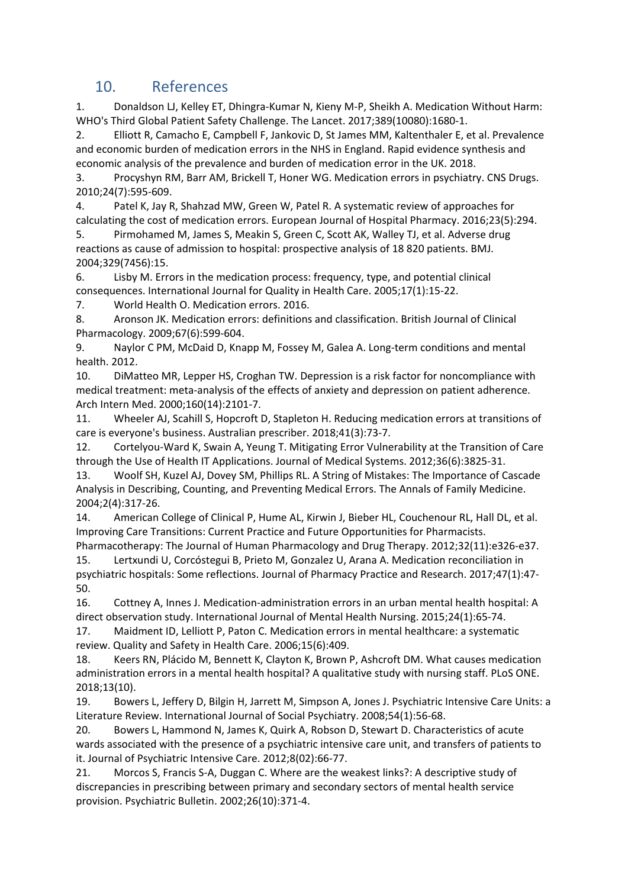## 10. References

1. Donaldson LJ, Kelley ET, Dhingra-Kumar N, Kieny M-P, Sheikh A. Medication Without Harm: WHO's Third Global Patient Safety Challenge. The Lancet. 2017;389(10080):1680-1.
2. Elliott R, Camacho E, Campbell F, Jankovic D, St James MM, Kaltenthaler E, et al. Prevalence and economic burden of medication errors in the NHS in England. Rapid evidence synthesis and economic analysis of the prevalence and burden of medication error in the UK. 2018.
3. Procyshyn RM, Barr AM, Brickell T, Honer WG. Medication errors in psychiatry. CNS Drugs. 2010;24(7):595-609.
4. Patel K, Jay R, Shahzad MW, Green W, Patel R. A systematic review of approaches for calculating the cost of medication errors. European Journal of Hospital Pharmacy. 2016;23(5):294.
5. Pirmohamed M, James S, Meakin S, Green C, Scott AK, Walley TJ, et al. Adverse drug reactions as cause of admission to hospital: prospective analysis of 18 820 patients. BMJ. 2004;329(7456):15.
6. Lisby M. Errors in the medication process: frequency, type, and potential clinical consequences. International Journal for Quality in Health Care. 2005;17(1):15-22.
7. World Health O. Medication errors. 2016.
8. Aronson JK. Medication errors: definitions and classification. British Journal of Clinical Pharmacology. 2009;67(6):599-604.
9. Naylor C PM, McDaid D, Knapp M, Fossey M, Galea A. Long-term conditions and mental health. 2012.
10. DiMatteo MR, Lepper HS, Croghan TW. Depression is a risk factor for noncompliance with medical treatment: meta-analysis of the effects of anxiety and depression on patient adherence. Arch Intern Med. 2000;160(14):2101-7.
11. Wheeler AJ, Scahill S, Hopcroft D, Stapleton H. Reducing medication errors at transitions of care is everyone's business. Australian prescriber. 2018;41(3):73-7.
12. Cortelyou-Ward K, Swain A, Yeung T. Mitigating Error Vulnerability at the Transition of Care through the Use of Health IT Applications. Journal of Medical Systems. 2012;36(6):3825-31.
13. Woolf SH, Kuzel AJ, Dovey SM, Phillips RL. A String of Mistakes: The Importance of Cascade Analysis in Describing, Counting, and Preventing Medical Errors. The Annals of Family Medicine. 2004;2(4):317-26.
14. American College of Clinical P, Hume AL, Kirwin J, Bieber HL, Couchenour RL, Hall DL, et al. Improving Care Transitions: Current Practice and Future Opportunities for Pharmacists. Pharmacotherapy: The Journal of Human Pharmacology and Drug Therapy. 2012;32(11):e326-e37.
15. Lertxundi U, Corcóstegui B, Prieto M, Gonzalez U, Arana A. Medication reconciliation in psychiatric hospitals: Some reflections. Journal of Pharmacy Practice and Research. 2017;47(1):47-50.
16. Cottney A, Innes J. Medication-administration errors in an urban mental health hospital: A direct observation study. International Journal of Mental Health Nursing. 2015;24(1):65-74.
17. Maidment ID, Lelliott P, Paton C. Medication errors in mental healthcare: a systematic review. Quality and Safety in Health Care. 2006;15(6):409.
18. Keers RN, Plácido M, Bennett K, Clayton K, Brown P, Ashcroft DM. What causes medication administration errors in a mental health hospital? A qualitative study with nursing staff. PLoS ONE. 2018;13(10).
19. Bowers L, Jeffery D, Bilgin H, Jarrett M, Simpson A, Jones J. Psychiatric Intensive Care Units: a Literature Review. International Journal of Social Psychiatry. 2008;54(1):56-68.
20. Bowers L, Hammond N, James K, Quirk A, Robson D, Stewart D. Characteristics of acute wards associated with the presence of a psychiatric intensive care unit, and transfers of patients to it. Journal of Psychiatric Intensive Care. 2012;8(02):66-77.
21. Morcos S, Francis S-A, Duggan C. Where are the weakest links?: A descriptive study of discrepancies in prescribing between primary and secondary sectors of mental health service provision. Psychiatric Bulletin. 2002;26(10):371-4.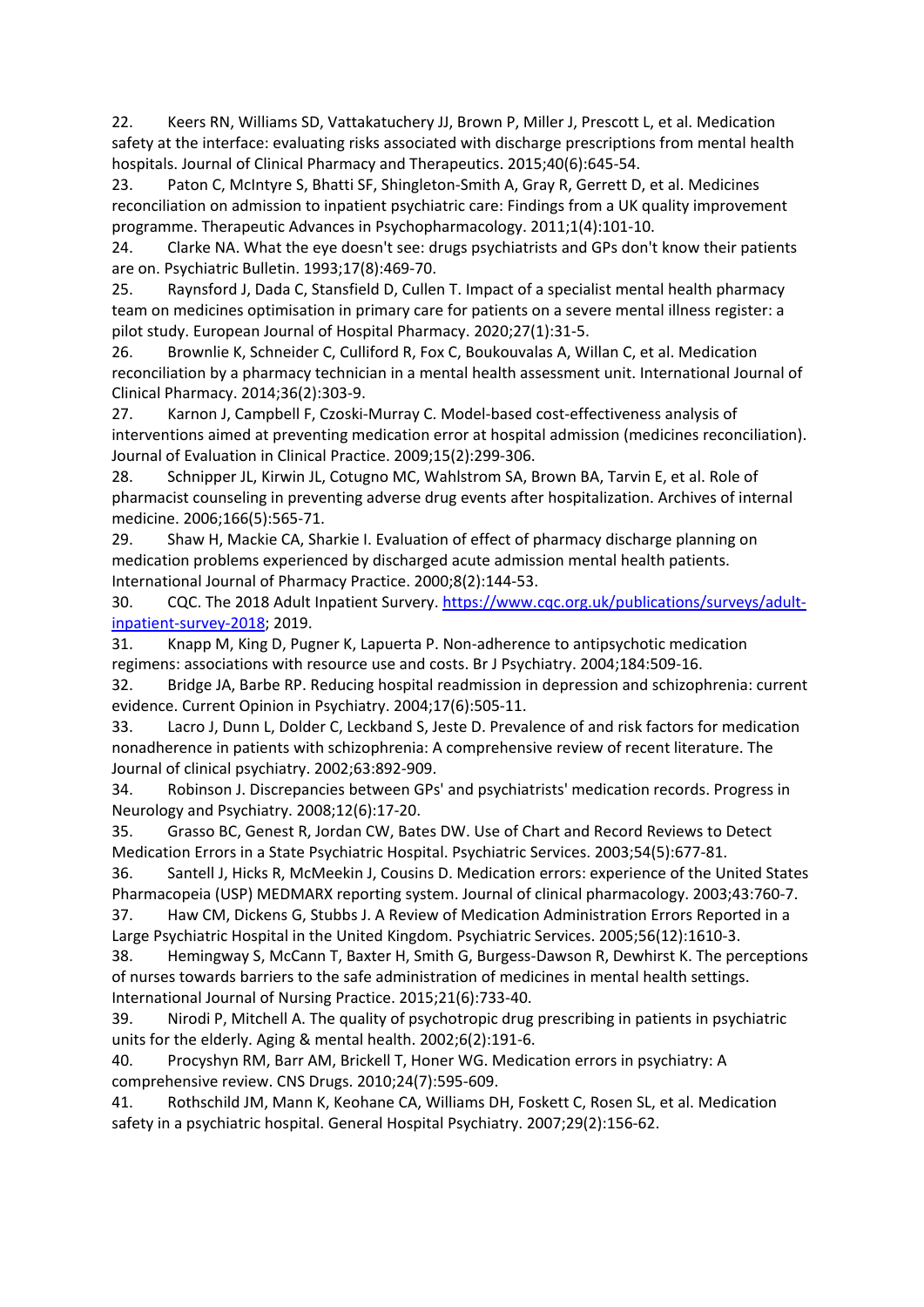22. Keers RN, Williams SD, Vattakatuchery JJ, Brown P, Miller J, Prescott L, et al. Medication safety at the interface: evaluating risks associated with discharge prescriptions from mental health hospitals. Journal of Clinical Pharmacy and Therapeutics. 2015;40(6):645-54.

23. Paton C, McIntyre S, Bhatti SF, Shingleton-Smith A, Gray R, Gerrett D, et al. Medicines reconciliation on admission to inpatient psychiatric care: Findings from a UK quality improvement programme. Therapeutic Advances in Psychopharmacology. 2011;1(4):101-10.

24. Clarke NA. What the eye doesn't see: drugs psychiatrists and GPs don't know their patients are on. Psychiatric Bulletin. 1993;17(8):469-70.

25. Raynsford J, Dada C, Stansfield D, Cullen T. Impact of a specialist mental health pharmacy team on medicines optimisation in primary care for patients on a severe mental illness register: a pilot study. European Journal of Hospital Pharmacy. 2020;27(1):31-5.

26. Brownlie K, Schneider C, Culliford R, Fox C, Boukouvalas A, Willan C, et al. Medication reconciliation by a pharmacy technician in a mental health assessment unit. International Journal of Clinical Pharmacy. 2014;36(2):303-9.

27. Karnon J, Campbell F, Czoski-Murray C. Model-based cost-effectiveness analysis of interventions aimed at preventing medication error at hospital admission (medicines reconciliation). Journal of Evaluation in Clinical Practice. 2009;15(2):299-306.

28. Schnipper JL, Kirwin JL, Cotugno MC, Wahlstrom SA, Brown BA, Tarvin E, et al. Role of pharmacist counseling in preventing adverse drug events after hospitalization. Archives of internal medicine. 2006;166(5):565-71.

29. Shaw H, Mackie CA, Sharkie I. Evaluation of effect of pharmacy discharge planning on medication problems experienced by discharged acute admission mental health patients. International Journal of Pharmacy Practice. 2000;8(2):144-53.

30. CQC. The 2018 Adult Inpatient Survery. https://www.cqc.org.uk/publications/surveys/adult-inpatient-survey-2018; 2019.

31. Knapp M, King D, Pugner K, Lapuerta P. Non-adherence to antipsychotic medication regimens: associations with resource use and costs. Br J Psychiatry. 2004;184:509-16.

32. Bridge JA, Barbe RP. Reducing hospital readmission in depression and schizophrenia: current evidence. Current Opinion in Psychiatry. 2004;17(6):505-11.

33. Lacro J, Dunn L, Dolder C, Leckband S, Jeste D. Prevalence of and risk factors for medication nonadherence in patients with schizophrenia: A comprehensive review of recent literature. The Journal of clinical psychiatry. 2002;63:892-909.

34. Robinson J. Discrepancies between GPs' and psychiatrists' medication records. Progress in Neurology and Psychiatry. 2008;12(6):17-20.

35. Grasso BC, Genest R, Jordan CW, Bates DW. Use of Chart and Record Reviews to Detect Medication Errors in a State Psychiatric Hospital. Psychiatric Services. 2003;54(5):677-81.

36. Santell J, Hicks R, McMeekin J, Cousins D. Medication errors: experience of the United States Pharmacopeia (USP) MEDMARX reporting system. Journal of clinical pharmacology. 2003;43:760-7.

37. Haw CM, Dickens G, Stubbs J. A Review of Medication Administration Errors Reported in a Large Psychiatric Hospital in the United Kingdom. Psychiatric Services. 2005;56(12):1610-3.

38. Hemingway S, McCann T, Baxter H, Smith G, Burgess-Dawson R, Dewhirst K. The perceptions of nurses towards barriers to the safe administration of medicines in mental health settings. International Journal of Nursing Practice. 2015;21(6):733-40.

39. Nirodi P, Mitchell A. The quality of psychotropic drug prescribing in patients in psychiatric units for the elderly. Aging & mental health. 2002;6(2):191-6.

40. Procyshyn RM, Barr AM, Brickell T, Honer WG. Medication errors in psychiatry: A comprehensive review. CNS Drugs. 2010;24(7):595-609.

41. Rothschild JM, Mann K, Keohane CA, Williams DH, Foskett C, Rosen SL, et al. Medication safety in a psychiatric hospital. General Hospital Psychiatry. 2007;29(2):156-62.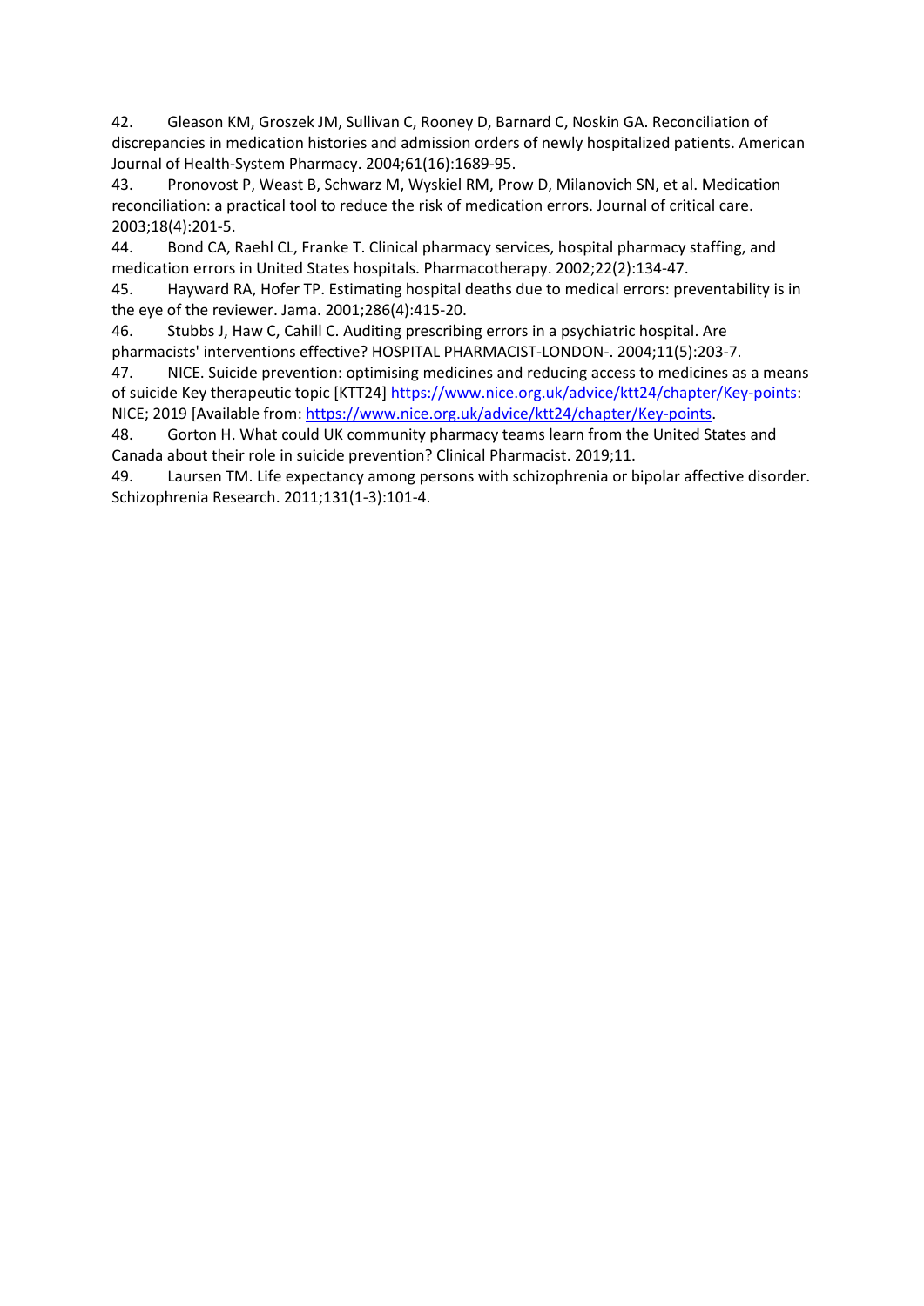42. Gleason KM, Groszek JM, Sullivan C, Rooney D, Barnard C, Noskin GA. Reconciliation of discrepancies in medication histories and admission orders of newly hospitalized patients. American Journal of Health-System Pharmacy. 2004;61(16):1689-95.

43. Pronovost P, Weast B, Schwarz M, Wyskiel RM, Prow D, Milanovich SN, et al. Medication reconciliation: a practical tool to reduce the risk of medication errors. Journal of critical care. 2003;18(4):201-5.

44. Bond CA, Raehl CL, Franke T. Clinical pharmacy services, hospital pharmacy staffing, and medication errors in United States hospitals. Pharmacotherapy. 2002;22(2):134-47.

45. Hayward RA, Hofer TP. Estimating hospital deaths due to medical errors: preventability is in the eye of the reviewer. Jama. 2001;286(4):415-20.

46. Stubbs J, Haw C, Cahill C. Auditing prescribing errors in a psychiatric hospital. Are pharmacists' interventions effective? HOSPITAL PHARMACIST-LONDON-. 2004;11(5):203-7.

47. NICE. Suicide prevention: optimising medicines and reducing access to medicines as a means of suicide Key therapeutic topic [KTT24] https://www.nice.org.uk/advice/ktt24/chapter/Key-points: NICE; 2019 [Available from: https://www.nice.org.uk/advice/ktt24/chapter/Key-points.

48. Gorton H. What could UK community pharmacy teams learn from the United States and Canada about their role in suicide prevention? Clinical Pharmacist. 2019;11.

49. Laursen TM. Life expectancy among persons with schizophrenia or bipolar affective disorder. Schizophrenia Research. 2011;131(1-3):101-4.